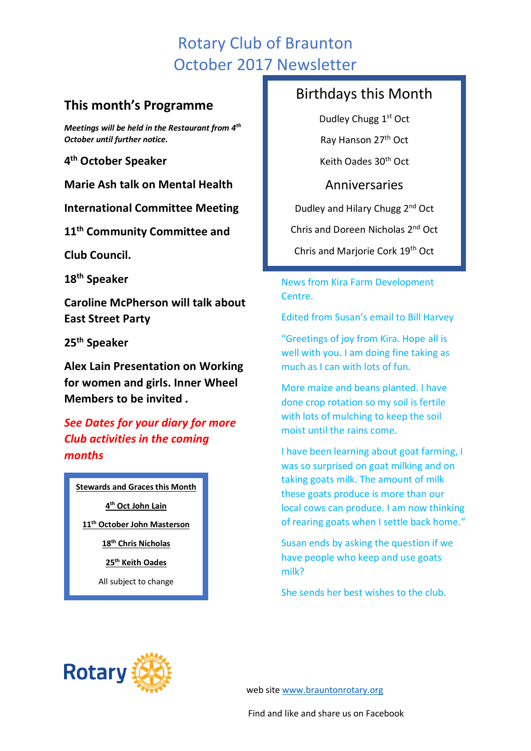# Rotary Club of Braunton
# October 2017 Newsletter

## This month's Programme

***Meetings will be held in the Restaurant from 4th October until further notice.***

**4th October Speaker**

**Marie Ash talk on Mental Health**

**International Committee Meeting**

**11th Community Committee and**

**Club Council.**

**18th Speaker**

**Caroline McPherson will talk about East Street Party**

**25th Speaker**

**Alex Lain Presentation on Working for women and girls. Inner Wheel Members to be invited .**

***See Dates for your diary for more Club activities in the coming months***

**Stewards and Graces this Month**

**4th Oct John Lain**

**11th October John Masterson**

**18th Chris Nicholas**

**25th Keith Oades**

All subject to change

## Birthdays this Month

Dudley Chugg 1st Oct

Ray Hanson 27th Oct

Keith Oades 30th Oct

## Anniversaries

Dudley and Hilary Chugg 2nd Oct

Chris and Doreen Nicholas 2nd Oct

Chris and Marjorie Cork 19th Oct

News from Kira Farm Development Centre.

Edited from Susan's email to Bill Harvey

"Greetings of joy from Kira. Hope all is well with you. I am doing fine taking as much as I can with lots of fun.

More maize and beans planted. I have done crop rotation so my soil is fertile with lots of mulching to keep the soil moist until the rains come.

I have been learning about goat farming, I was so surprised on goat milking and on taking goats milk. The amount of milk these goats produce is more than our local cows can produce. I am now thinking of rearing goats when I settle back home."

Susan ends by asking the question if we have people who keep and use goats milk?

She sends her best wishes to the club.

Rotary

web site www.brauntonrotary.org

Find and like and share us on Facebook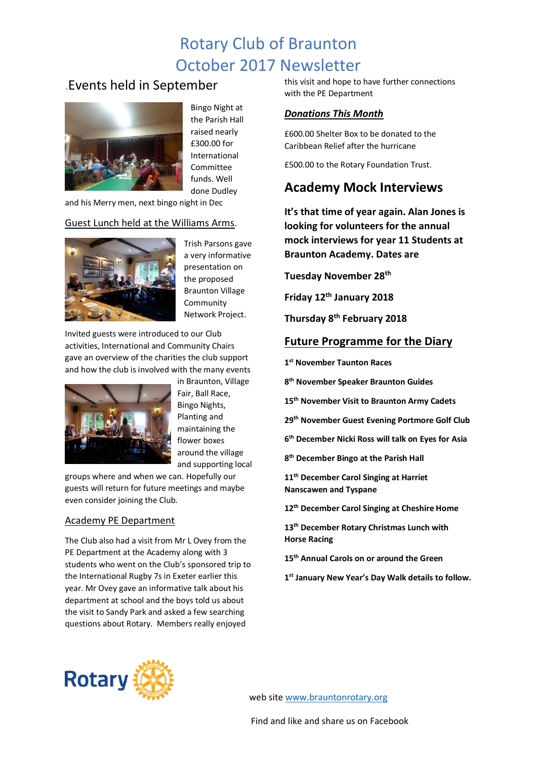# Rotary Club of Braunton
# October 2017 Newsletter

## .Events held in September

Bingo Night at the Parish Hall raised nearly £300.00 for International Committee funds. Well done Dudley and his Merry men, next bingo night in Dec

### Guest Lunch held at the Williams Arms.

Trish Parsons gave a very informative presentation on the proposed Braunton Village Community Network Project.

Invited guests were introduced to our Club activities, International and Community Chairs gave an overview of the charities the club support and how the club is involved with the many events in Braunton, Village Fair, Ball Race, Bingo Nights, Planting and maintaining the flower boxes around the village and supporting local groups where and when we can. Hopefully our guests will return for future meetings and maybe even consider joining the Club.

### Academy PE Department

The Club also had a visit from Mr L Ovey from the PE Department at the Academy along with 3 students who went on the Club's sponsored trip to the International Rugby 7s in Exeter earlier this year. Mr Ovey gave an informative talk about his department at school and the boys told us about the visit to Sandy Park and asked a few searching questions about Rotary. Members really enjoyed this visit and hope to have further connections with the PE Department

### ***Donations This Month***

£600.00 Shelter Box to be donated to the Caribbean Relief after the hurricane

£500.00 to the Rotary Foundation Trust.

## Academy Mock Interviews

**It's that time of year again. Alan Jones is looking for volunteers for the annual mock interviews for year 11 Students at Braunton Academy. Dates are**

**Tuesday November 28th**

**Friday 12th January 2018**

**Thursday 8th February 2018**

## Future Programme for the Diary

**1st November Taunton Races**

**8th November Speaker Braunton Guides**

**15th November Visit to Braunton Army Cadets**

**29th November Guest Evening Portmore Golf Club**

**6th December Nicki Ross will talk on Eyes for Asia**

**8th December Bingo at the Parish Hall**

**11th December Carol Singing at Harriet Nanscawen and Tyspane**

**12th December Carol Singing at Cheshire Home**

**13th December Rotary Christmas Lunch with Horse Racing**

**15th Annual Carols on or around the Green**

**1st January New Year's Day Walk details to follow.**

web site www.brauntonrotary.org

Find and like and share us on Facebook